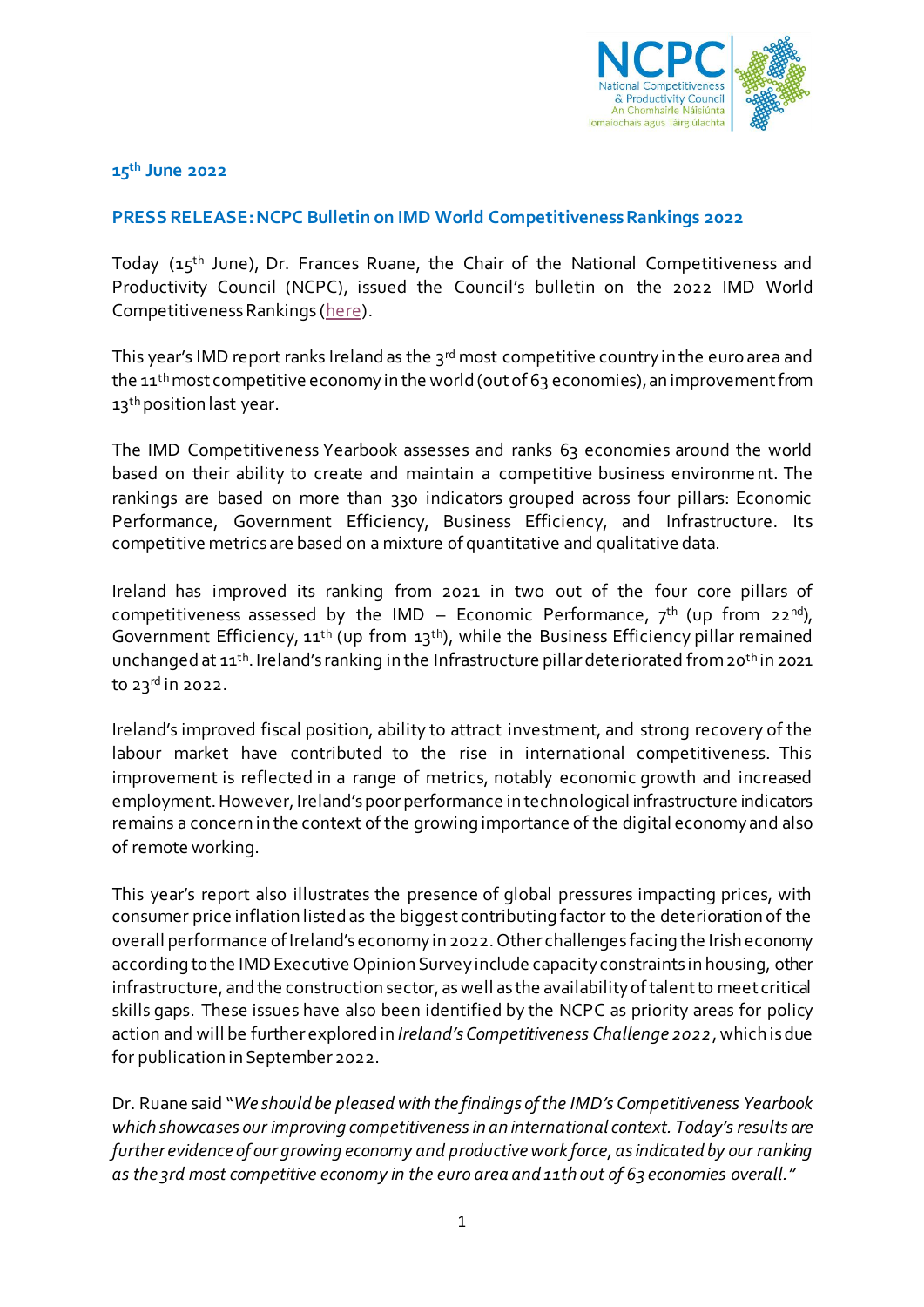**15th June 2022**

## PRESS RELEASE: NCPC Bulletin on IMD World Competitiveness Rankings 2022

Today (15th June), Dr. Frances Ruane, the Chair of the National Competitiveness and Productivity Council (NCPC), issued the Council's bulletin on the 2022 IMD World Competitiveness Rankings (here).

This year's IMD report ranks Ireland as the 3rd most competitive country in the euro area and the 11th most competitive economy in the world (out of 63 economies), an improvement from 13th position last year.

The IMD Competitiveness Yearbook assesses and ranks 63 economies around the world based on their ability to create and maintain a competitive business environment. The rankings are based on more than 330 indicators grouped across four pillars: Economic Performance, Government Efficiency, Business Efficiency, and Infrastructure. Its competitive metrics are based on a mixture of quantitative and qualitative data.

Ireland has improved its ranking from 2021 in two out of the four core pillars of competitiveness assessed by the IMD – Economic Performance, 7th (up from 22nd), Government Efficiency, 11th (up from 13th), while the Business Efficiency pillar remained unchanged at 11th. Ireland's ranking in the Infrastructure pillar deteriorated from 20th in 2021 to 23rd in 2022.

Ireland's improved fiscal position, ability to attract investment, and strong recovery of the labour market have contributed to the rise in international competitiveness. This improvement is reflected in a range of metrics, notably economic growth and increased employment. However, Ireland's poor performance in technological infrastructure indicators remains a concern in the context of the growing importance of the digital economy and also of remote working.

This year's report also illustrates the presence of global pressures impacting prices, with consumer price inflation listed as the biggest contributing factor to the deterioration of the overall performance of Ireland's economy in 2022. Other challenges facing the Irish economy according to the IMD Executive Opinion Survey include capacity constraints in housing, other infrastructure, and the construction sector, as well as the availability of talent to meet critical skills gaps. These issues have also been identified by the NCPC as priority areas for policy action and will be further explored in *Ireland's Competitiveness Challenge 2022*, which is due for publication in September 2022.

Dr. Ruane said "*We should be pleased with the findings of the IMD's Competitiveness Yearbook which showcases our improving competitiveness in an international context. Today's results are further evidence of our growing economy and productive workforce, as indicated by our ranking as the 3rd most competitive economy in the euro area and 11th out of 63 economies overall.*"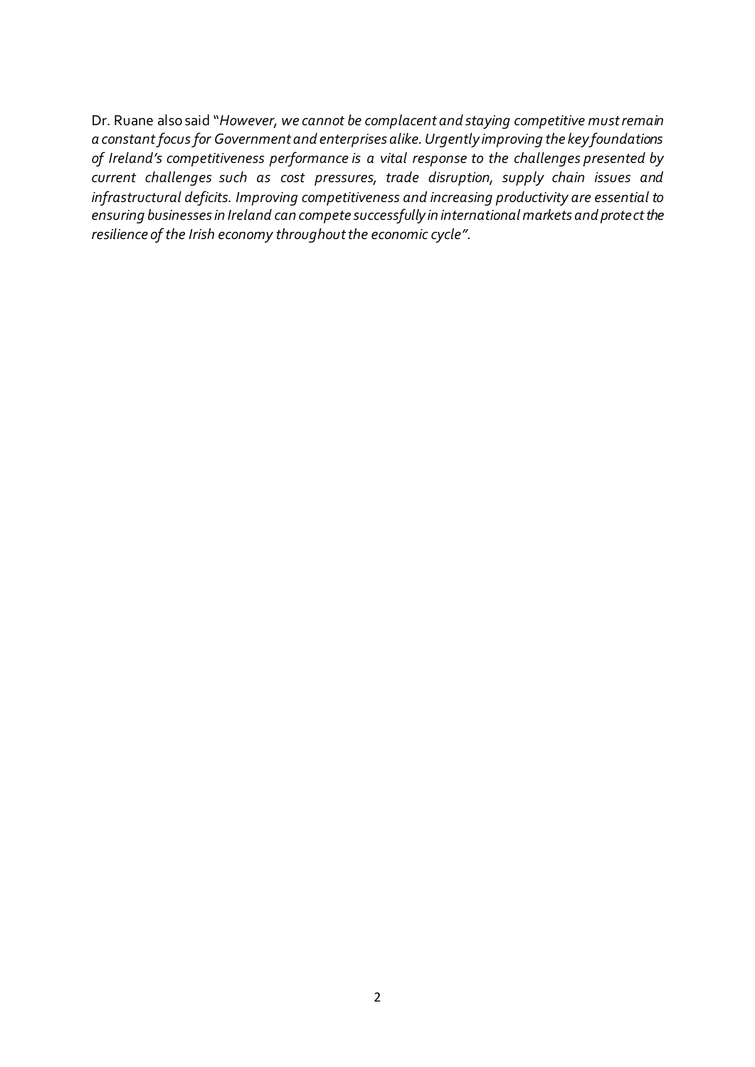Dr. Ruane also said "*However, we cannot be complacent and staying competitive must remain a constant focus for Government and enterprises alike. Urgently improving the key foundations of Ireland's competitiveness performance is a vital response to the challenges presented by current challenges such as cost pressures, trade disruption, supply chain issues and infrastructural deficits. Improving competitiveness and increasing productivity are essential to ensuring businesses in Ireland can compete successfully in international markets and protect the resilience of the Irish economy throughout the economic cycle".*